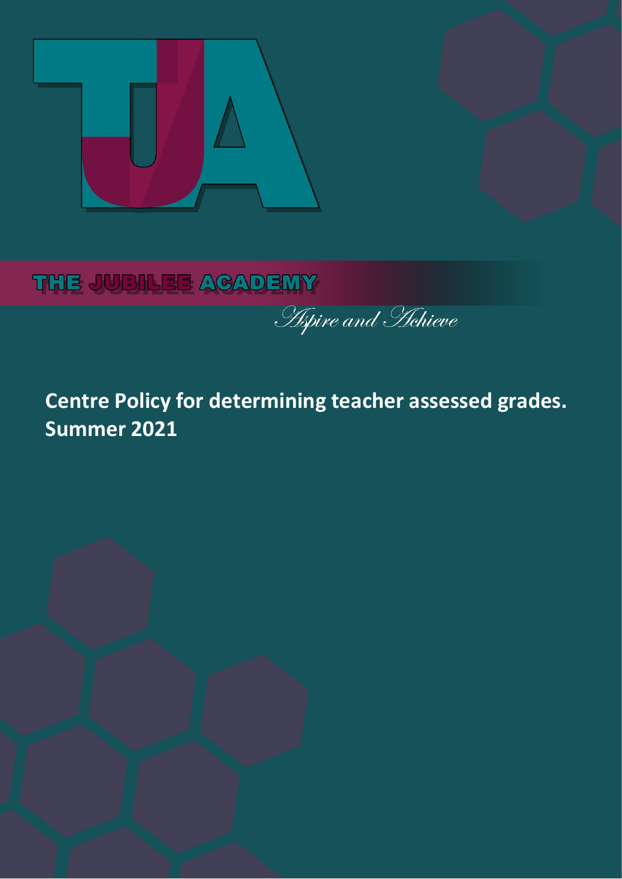TJA

THE JUBILEE ACADEMY

*Aspire and Achieve*

# Centre Policy for determining teacher assessed grades. Summer 2021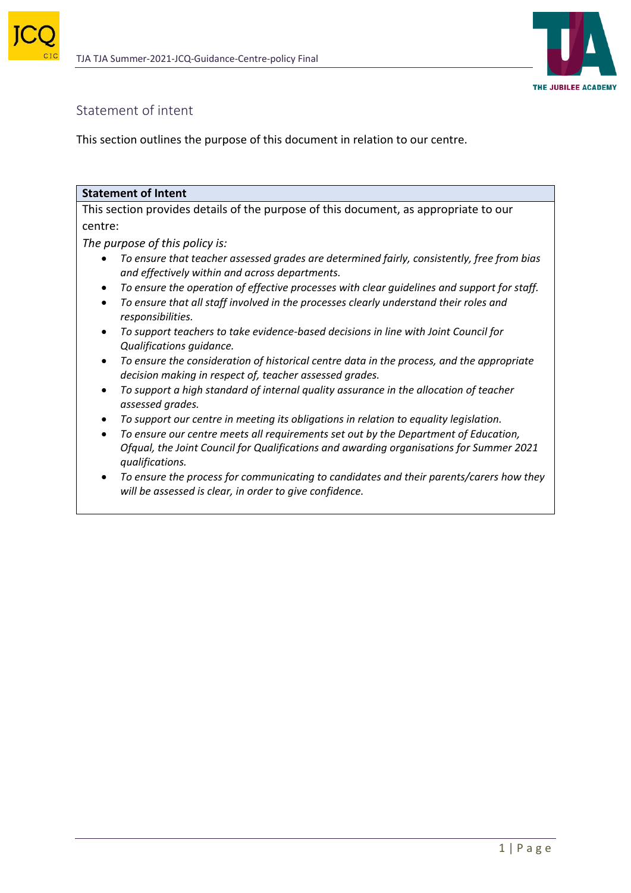## Statement of intent

This section outlines the purpose of this document in relation to our centre.

| **Statement of Intent** |
|---|
| This section provides details of the purpose of this document, as appropriate to our centre:<br>*The purpose of this policy is:*<br>• *To ensure that teacher assessed grades are determined fairly, consistently, free from bias and effectively within and across departments.*<br>• *To ensure the operation of effective processes with clear guidelines and support for staff.*<br>• *To ensure that all staff involved in the processes clearly understand their roles and responsibilities.*<br>• *To support teachers to take evidence-based decisions in line with Joint Council for Qualifications guidance.*<br>• *To ensure the consideration of historical centre data in the process, and the appropriate decision making in respect of, teacher assessed grades.*<br>• *To support a high standard of internal quality assurance in the allocation of teacher assessed grades.*<br>• *To support our centre in meeting its obligations in relation to equality legislation.*<br>• *To ensure our centre meets all requirements set out by the Department of Education, Ofqual, the Joint Council for Qualifications and awarding organisations for Summer 2021 qualifications.*<br>• *To ensure the process for communicating to candidates and their parents/carers how they will be assessed is clear, in order to give confidence.* |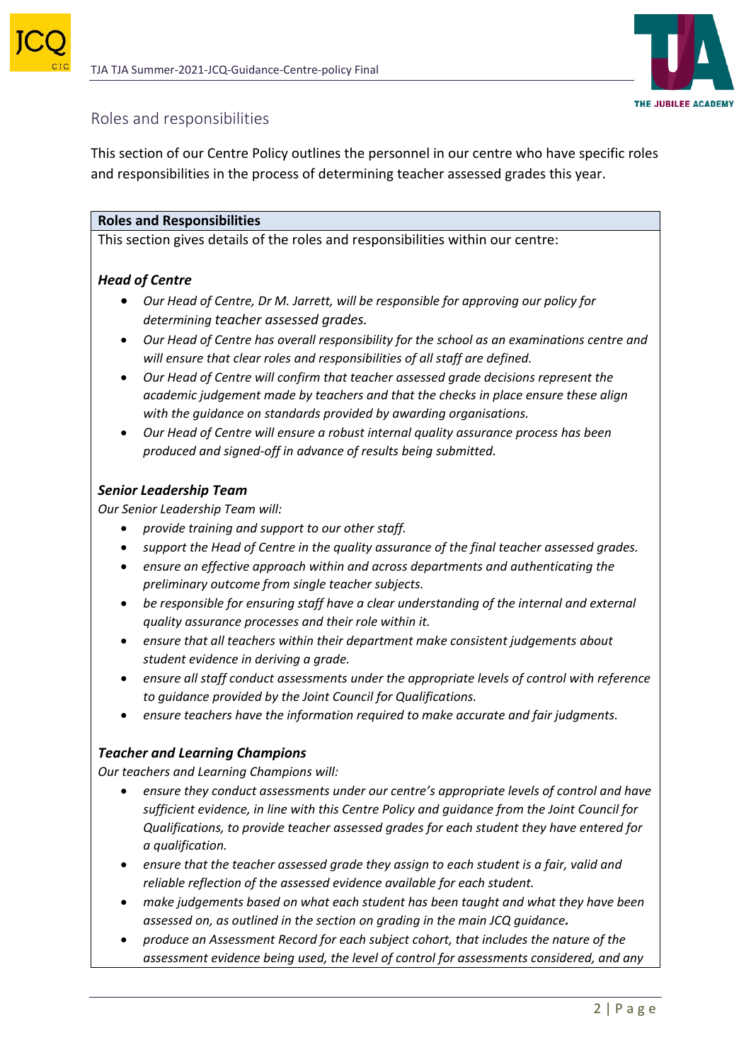## Roles and responsibilities

This section of our Centre Policy outlines the personnel in our centre who have specific roles and responsibilities in the process of determining teacher assessed grades this year.

**Roles and Responsibilities**

This section gives details of the roles and responsibilities within our centre:

***Head of Centre***

- *Our Head of Centre, Dr M. Jarrett, will be responsible for approving our policy for determining teacher assessed grades.*
- *Our Head of Centre has overall responsibility for the school as an examinations centre and will ensure that clear roles and responsibilities of all staff are defined.*
- *Our Head of Centre will confirm that teacher assessed grade decisions represent the academic judgement made by teachers and that the checks in place ensure these align with the guidance on standards provided by awarding organisations.*
- *Our Head of Centre will ensure a robust internal quality assurance process has been produced and signed-off in advance of results being submitted.*

***Senior Leadership Team***

*Our Senior Leadership Team will:*

- *provide training and support to our other staff.*
- *support the Head of Centre in the quality assurance of the final teacher assessed grades.*
- *ensure an effective approach within and across departments and authenticating the preliminary outcome from single teacher subjects.*
- *be responsible for ensuring staff have a clear understanding of the internal and external quality assurance processes and their role within it.*
- *ensure that all teachers within their department make consistent judgements about student evidence in deriving a grade.*
- *ensure all staff conduct assessments under the appropriate levels of control with reference to guidance provided by the Joint Council for Qualifications.*
- *ensure teachers have the information required to make accurate and fair judgments.*

***Teacher and Learning Champions***

*Our teachers and Learning Champions will:*

- *ensure they conduct assessments under our centre's appropriate levels of control and have sufficient evidence, in line with this Centre Policy and guidance from the Joint Council for Qualifications, to provide teacher assessed grades for each student they have entered for a qualification.*
- *ensure that the teacher assessed grade they assign to each student is a fair, valid and reliable reflection of the assessed evidence available for each student.*
- *make judgements based on what each student has been taught and what they have been assessed on, as outlined in the section on grading in the main JCQ guidance.*
- *produce an Assessment Record for each subject cohort, that includes the nature of the assessment evidence being used, the level of control for assessments considered, and any*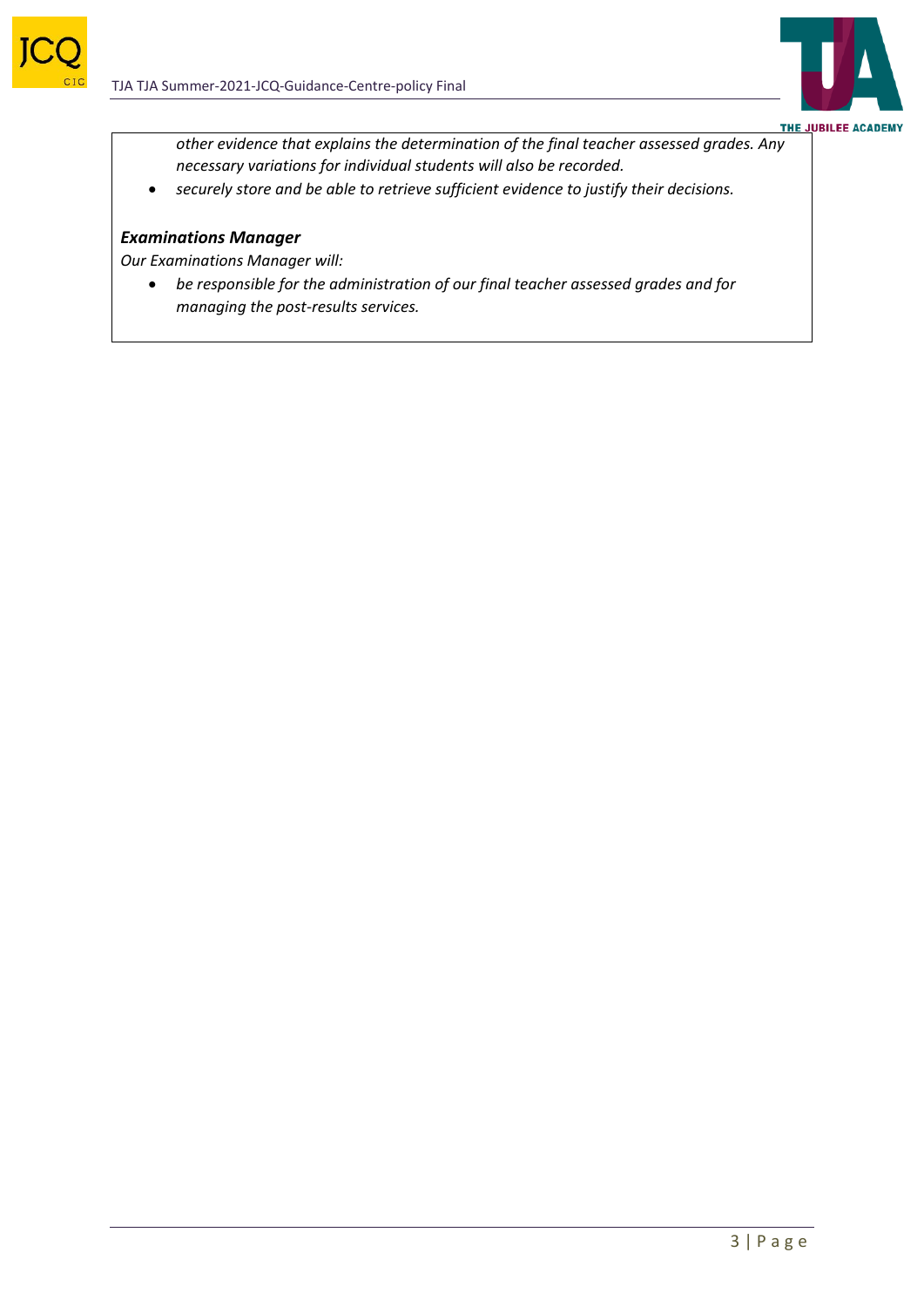*other evidence that explains the determination of the final teacher assessed grades. Any necessary variations for individual students will also be recorded.*

- *securely store and be able to retrieve sufficient evidence to justify their decisions.*

***Examinations Manager***

*Our Examinations Manager will:*

- *be responsible for the administration of our final teacher assessed grades and for managing the post-results services.*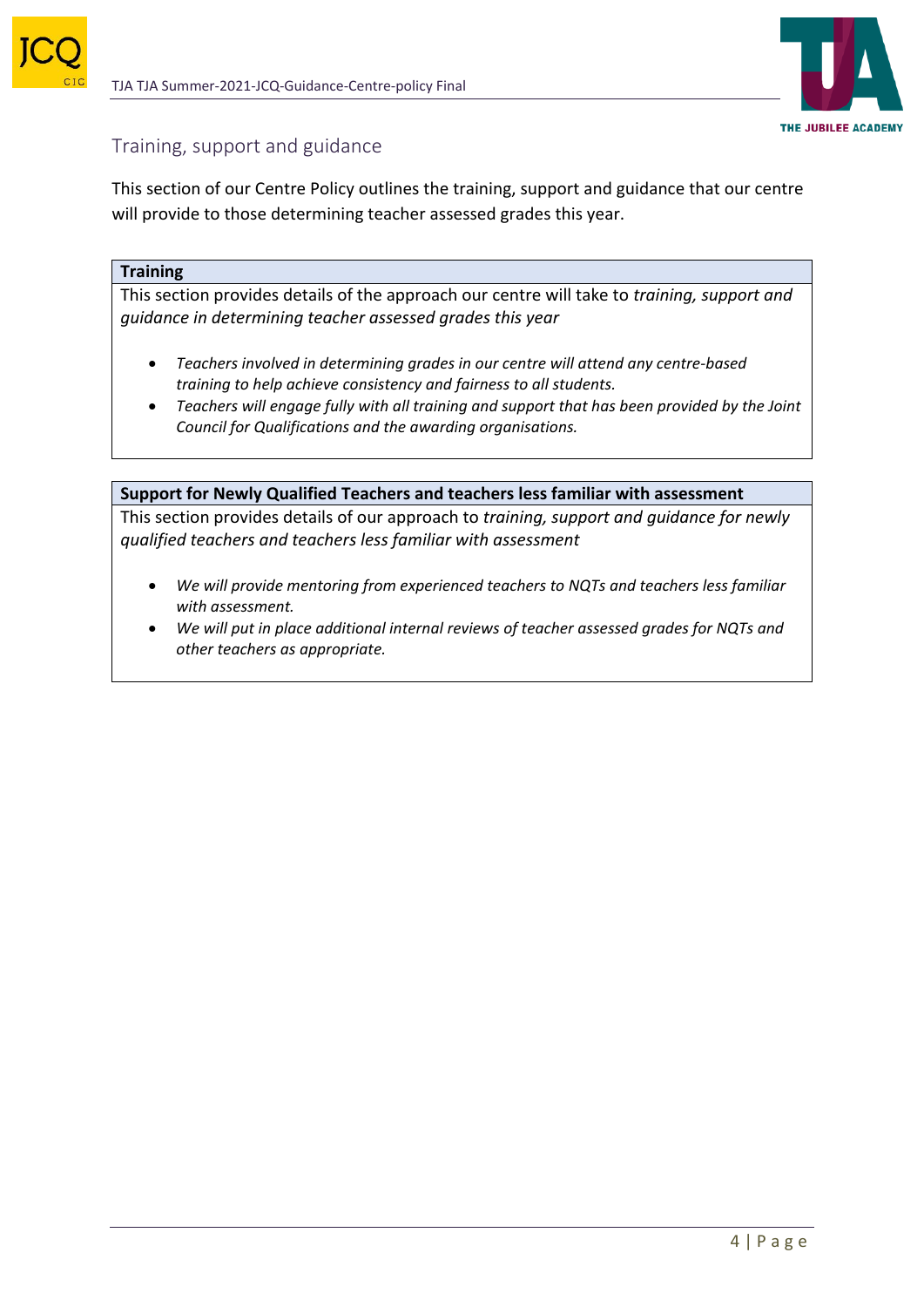## Training, support and guidance

This section of our Centre Policy outlines the training, support and guidance that our centre will provide to those determining teacher assessed grades this year.

**Training**

This section provides details of the approach our centre will take to *training, support and guidance in determining teacher assessed grades this year*

- *Teachers involved in determining grades in our centre will attend any centre-based training to help achieve consistency and fairness to all students.*
- *Teachers will engage fully with all training and support that has been provided by the Joint Council for Qualifications and the awarding organisations.*

**Support for Newly Qualified Teachers and teachers less familiar with assessment**

This section provides details of our approach to *training, support and guidance for newly qualified teachers and teachers less familiar with assessment*

- *We will provide mentoring from experienced teachers to NQTs and teachers less familiar with assessment.*
- *We will put in place additional internal reviews of teacher assessed grades for NQTs and other teachers as appropriate.*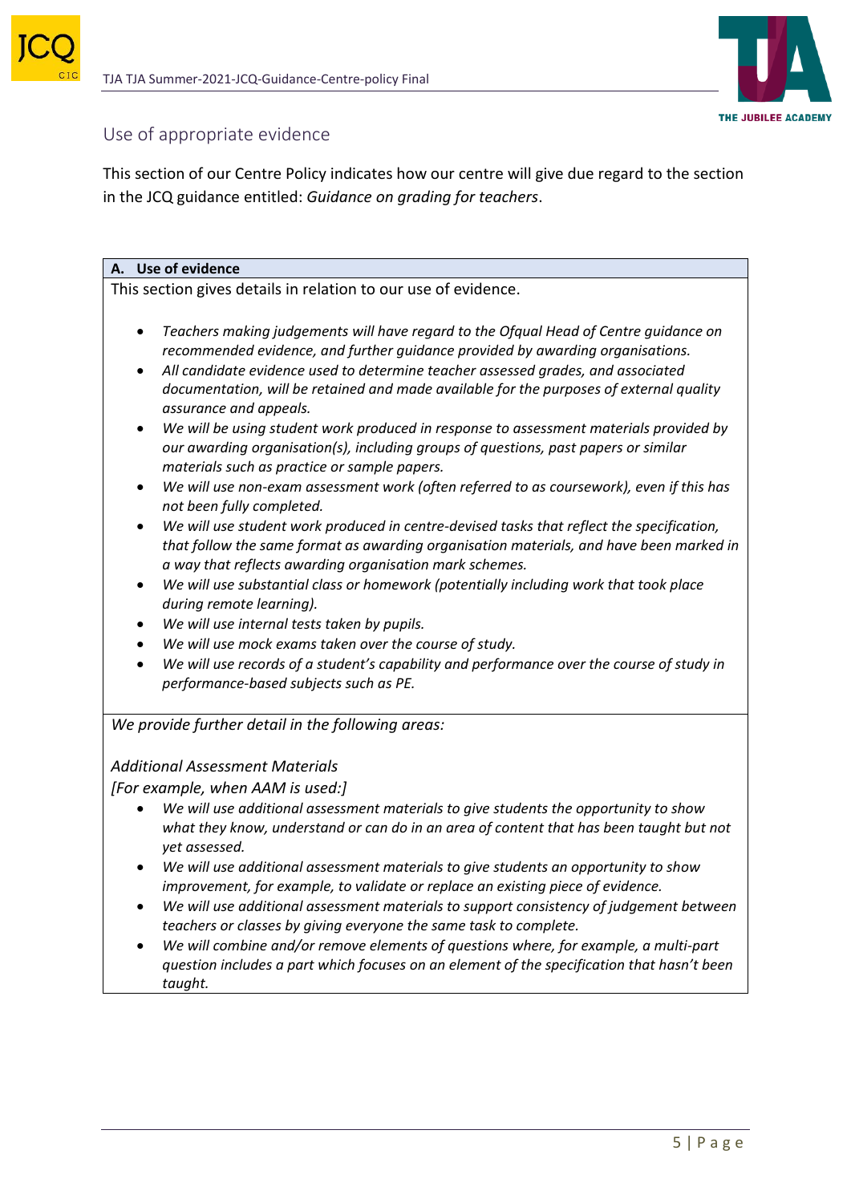## Use of appropriate evidence

This section of our Centre Policy indicates how our centre will give due regard to the section in the JCQ guidance entitled: *Guidance on grading for teachers*.

**A. Use of evidence**

This section gives details in relation to our use of evidence.

- *Teachers making judgements will have regard to the Ofqual Head of Centre guidance on recommended evidence, and further guidance provided by awarding organisations.*
- *All candidate evidence used to determine teacher assessed grades, and associated documentation, will be retained and made available for the purposes of external quality assurance and appeals.*
- *We will be using student work produced in response to assessment materials provided by our awarding organisation(s), including groups of questions, past papers or similar materials such as practice or sample papers.*
- *We will use non-exam assessment work (often referred to as coursework), even if this has not been fully completed.*
- *We will use student work produced in centre-devised tasks that reflect the specification, that follow the same format as awarding organisation materials, and have been marked in a way that reflects awarding organisation mark schemes.*
- *We will use substantial class or homework (potentially including work that took place during remote learning).*
- *We will use internal tests taken by pupils.*
- *We will use mock exams taken over the course of study.*
- *We will use records of a student's capability and performance over the course of study in performance-based subjects such as PE.*

*We provide further detail in the following areas:*

*Additional Assessment Materials*
*[For example, when AAM is used:]*

- *We will use additional assessment materials to give students the opportunity to show what they know, understand or can do in an area of content that has been taught but not yet assessed.*
- *We will use additional assessment materials to give students an opportunity to show improvement, for example, to validate or replace an existing piece of evidence.*
- *We will use additional assessment materials to support consistency of judgement between teachers or classes by giving everyone the same task to complete.*
- *We will combine and/or remove elements of questions where, for example, a multi-part question includes a part which focuses on an element of the specification that hasn't been taught.*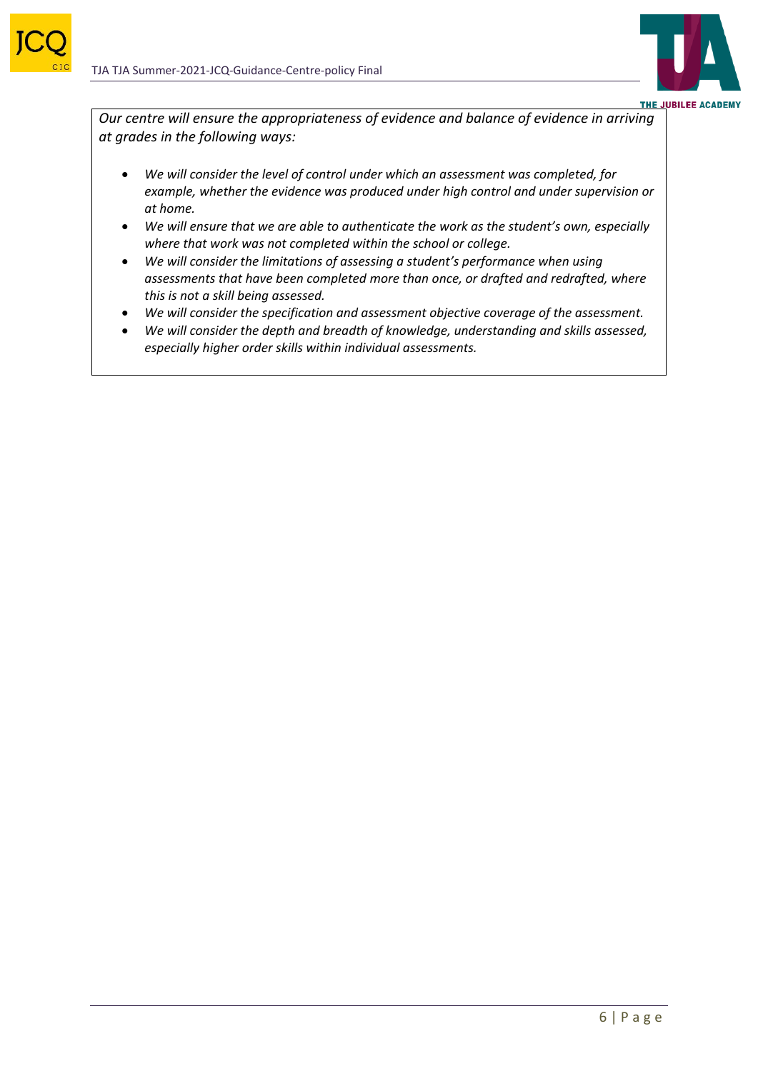*Our centre will ensure the appropriateness of evidence and balance of evidence in arriving at grades in the following ways:*

- *We will consider the level of control under which an assessment was completed, for example, whether the evidence was produced under high control and under supervision or at home.*
- *We will ensure that we are able to authenticate the work as the student's own, especially where that work was not completed within the school or college.*
- *We will consider the limitations of assessing a student's performance when using assessments that have been completed more than once, or drafted and redrafted, where this is not a skill being assessed.*
- *We will consider the specification and assessment objective coverage of the assessment.*
- *We will consider the depth and breadth of knowledge, understanding and skills assessed, especially higher order skills within individual assessments.*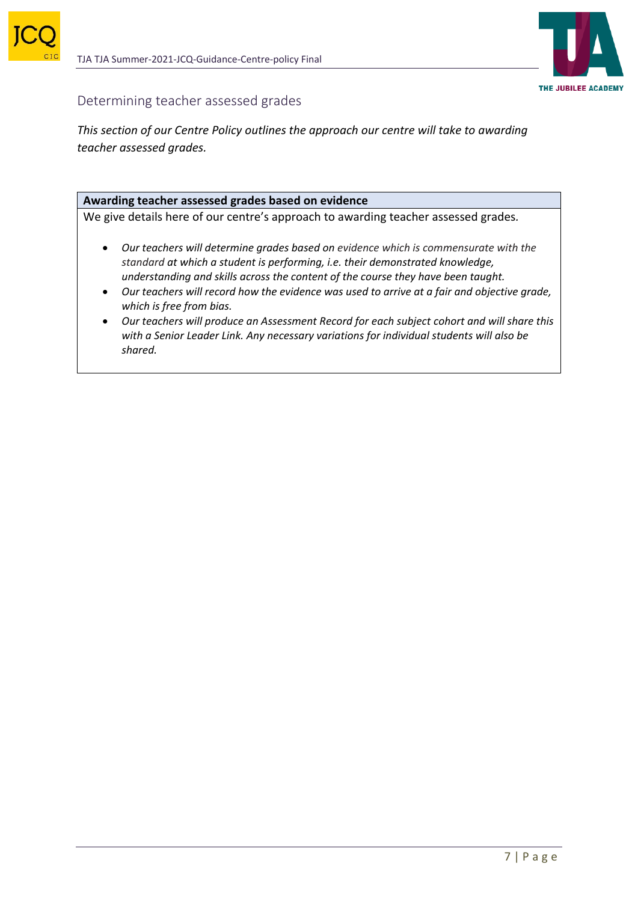## Determining teacher assessed grades

*This section of our Centre Policy outlines the approach our centre will take to awarding teacher assessed grades.*

**Awarding teacher assessed grades based on evidence**

We give details here of our centre's approach to awarding teacher assessed grades.

- *Our teachers will determine grades based on evidence which is commensurate with the standard at which a student is performing, i.e. their demonstrated knowledge, understanding and skills across the content of the course they have been taught.*
- *Our teachers will record how the evidence was used to arrive at a fair and objective grade, which is free from bias.*
- *Our teachers will produce an Assessment Record for each subject cohort and will share this with a Senior Leader Link. Any necessary variations for individual students will also be shared.*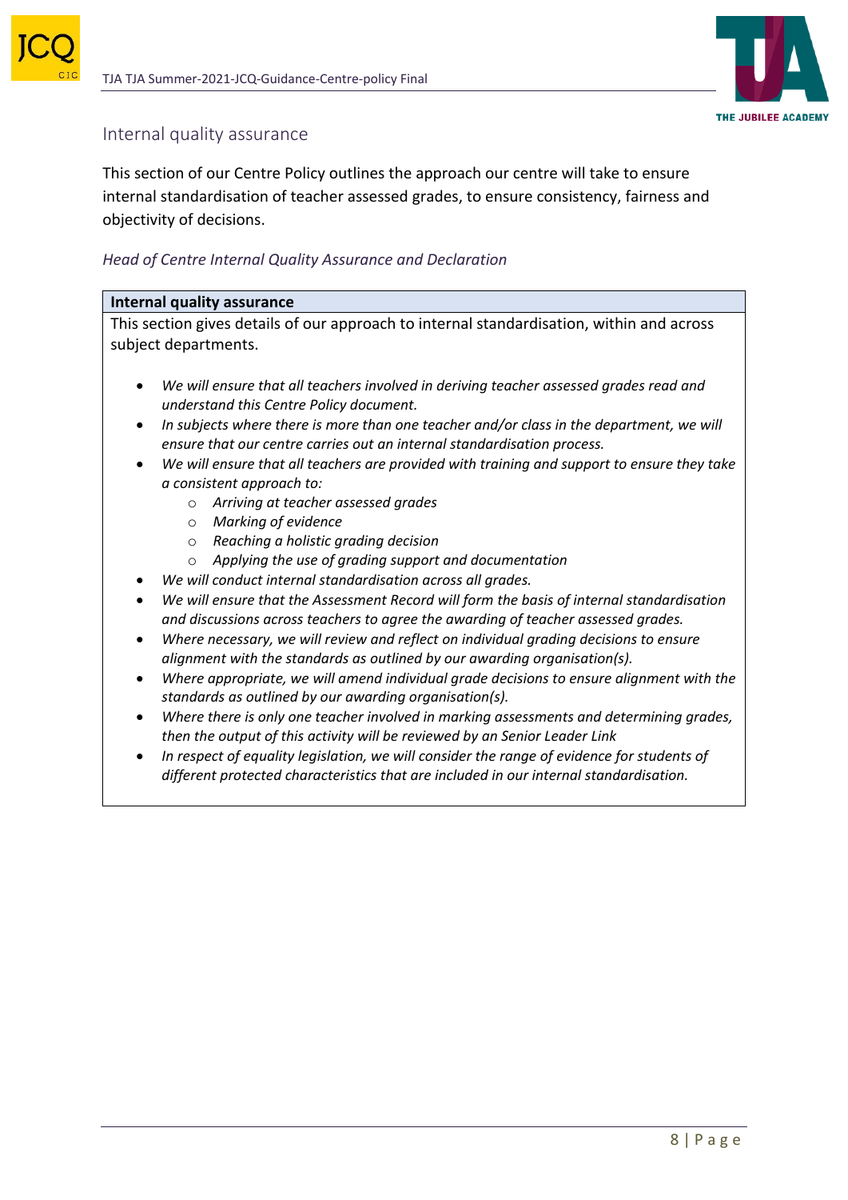## Internal quality assurance

This section of our Centre Policy outlines the approach our centre will take to ensure internal standardisation of teacher assessed grades, to ensure consistency, fairness and objectivity of decisions.

*Head of Centre Internal Quality Assurance and Declaration*

| **Internal quality assurance** |
|---|
| This section gives details of our approach to internal standardisation, within and across subject departments. |

- *We will ensure that all teachers involved in deriving teacher assessed grades read and understand this Centre Policy document.*
- *In subjects where there is more than one teacher and/or class in the department, we will ensure that our centre carries out an internal standardisation process.*
- *We will ensure that all teachers are provided with training and support to ensure they take a consistent approach to:*
  - *Arriving at teacher assessed grades*
  - *Marking of evidence*
  - *Reaching a holistic grading decision*
  - *Applying the use of grading support and documentation*
- *We will conduct internal standardisation across all grades.*
- *We will ensure that the Assessment Record will form the basis of internal standardisation and discussions across teachers to agree the awarding of teacher assessed grades.*
- *Where necessary, we will review and reflect on individual grading decisions to ensure alignment with the standards as outlined by our awarding organisation(s).*
- *Where appropriate, we will amend individual grade decisions to ensure alignment with the standards as outlined by our awarding organisation(s).*
- *Where there is only one teacher involved in marking assessments and determining grades, then the output of this activity will be reviewed by an Senior Leader Link*
- *In respect of equality legislation, we will consider the range of evidence for students of different protected characteristics that are included in our internal standardisation.*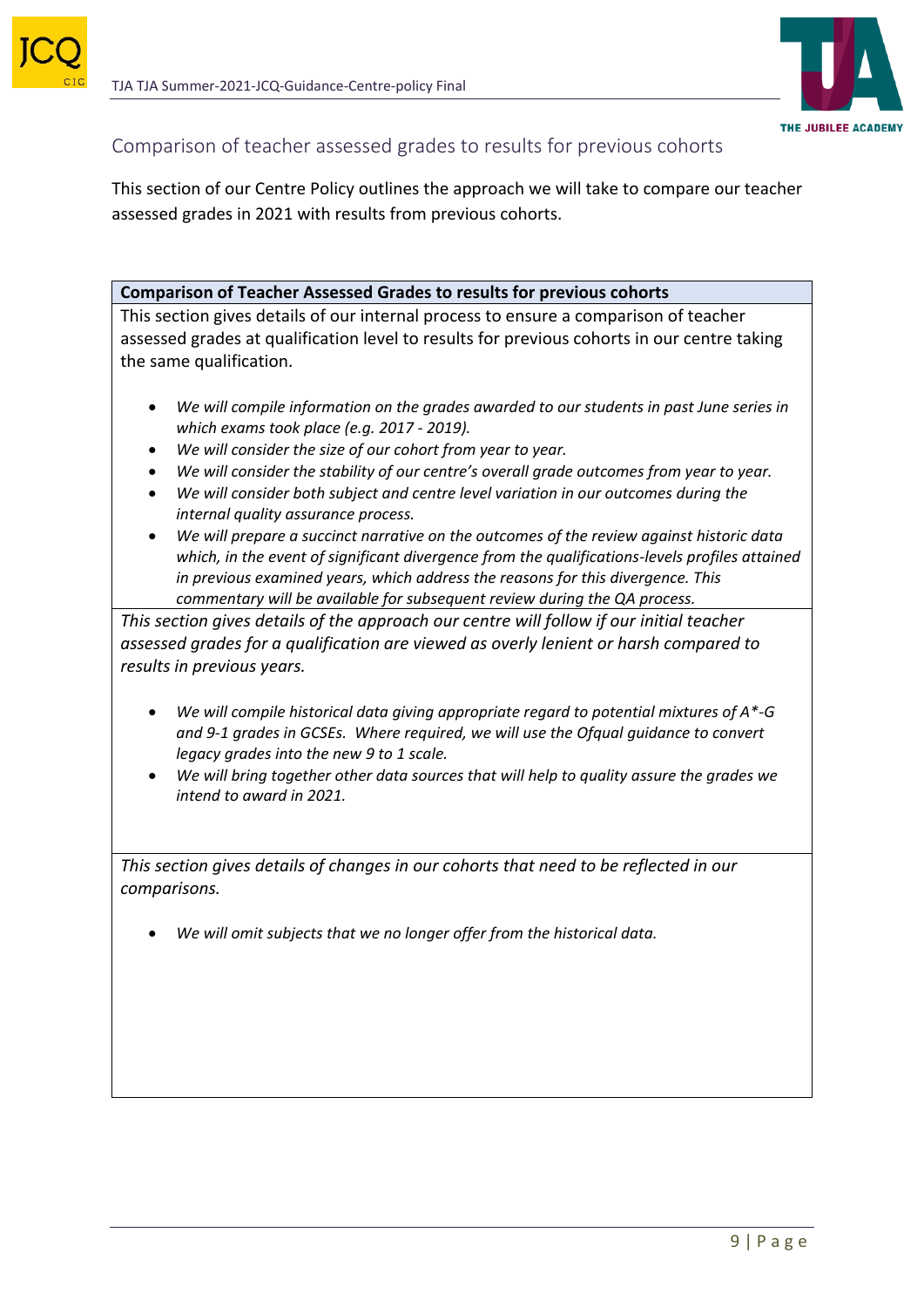## Comparison of teacher assessed grades to results for previous cohorts

This section of our Centre Policy outlines the approach we will take to compare our teacher assessed grades in 2021 with results from previous cohorts.

**Comparison of Teacher Assessed Grades to results for previous cohorts**

This section gives details of our internal process to ensure a comparison of teacher assessed grades at qualification level to results for previous cohorts in our centre taking the same qualification.

- *We will compile information on the grades awarded to our students in past June series in which exams took place (e.g. 2017 - 2019).*
- *We will consider the size of our cohort from year to year.*
- *We will consider the stability of our centre's overall grade outcomes from year to year.*
- *We will consider both subject and centre level variation in our outcomes during the internal quality assurance process.*
- *We will prepare a succinct narrative on the outcomes of the review against historic data which, in the event of significant divergence from the qualifications-levels profiles attained in previous examined years, which address the reasons for this divergence. This commentary will be available for subsequent review during the QA process.*

*This section gives details of the approach our centre will follow if our initial teacher assessed grades for a qualification are viewed as overly lenient or harsh compared to results in previous years.*

- *We will compile historical data giving appropriate regard to potential mixtures of A*-G and 9-1 grades in GCSEs. Where required, we will use the Ofqual guidance to convert legacy grades into the new 9 to 1 scale.*
- *We will bring together other data sources that will help to quality assure the grades we intend to award in 2021.*

*This section gives details of changes in our cohorts that need to be reflected in our comparisons.*

- *We will omit subjects that we no longer offer from the historical data.*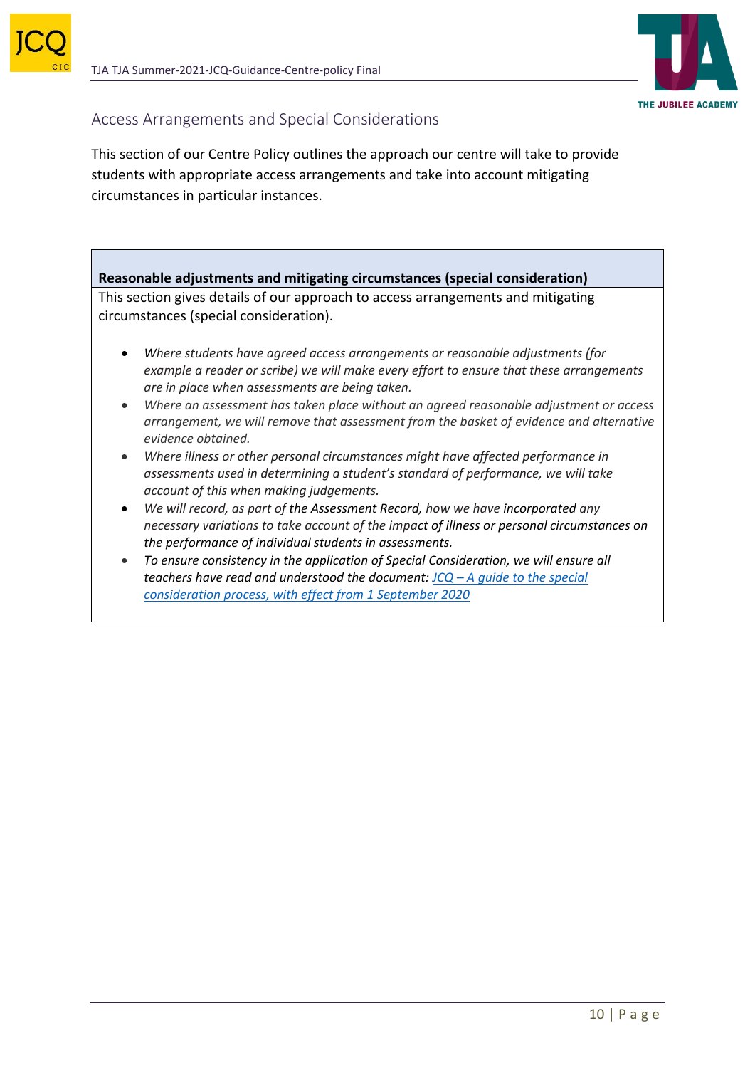## Access Arrangements and Special Considerations

This section of our Centre Policy outlines the approach our centre will take to provide students with appropriate access arrangements and take into account mitigating circumstances in particular instances.

**Reasonable adjustments and mitigating circumstances (special consideration)**

This section gives details of our approach to access arrangements and mitigating circumstances (special consideration).

- *Where students have agreed access arrangements or reasonable adjustments (for example a reader or scribe) we will make every effort to ensure that these arrangements are in place when assessments are being taken.*
- *Where an assessment has taken place without an agreed reasonable adjustment or access arrangement, we will remove that assessment from the basket of evidence and alternative evidence obtained.*
- *Where illness or other personal circumstances might have affected performance in assessments used in determining a student's standard of performance, we will take account of this when making judgements.*
- *We will record, as part of the Assessment Record, how we have incorporated any necessary variations to take account of the impact of illness or personal circumstances on the performance of individual students in assessments.*
- *To ensure consistency in the application of Special Consideration, we will ensure all teachers have read and understood the document: JCQ – A guide to the special consideration process, with effect from 1 September 2020*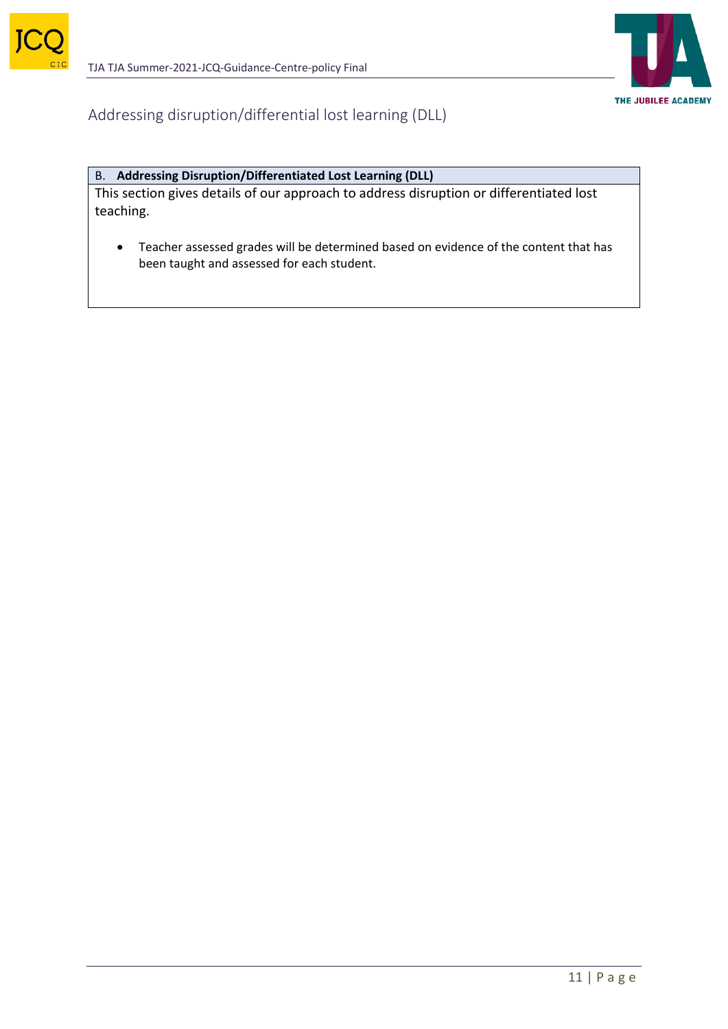## Addressing disruption/differential lost learning (DLL)

| B. **Addressing Disruption/Differentiated Lost Learning (DLL)** |
| --- |
| This section gives details of our approach to address disruption or differentiated lost teaching.<br><br>• Teacher assessed grades will be determined based on evidence of the content that has been taught and assessed for each student. |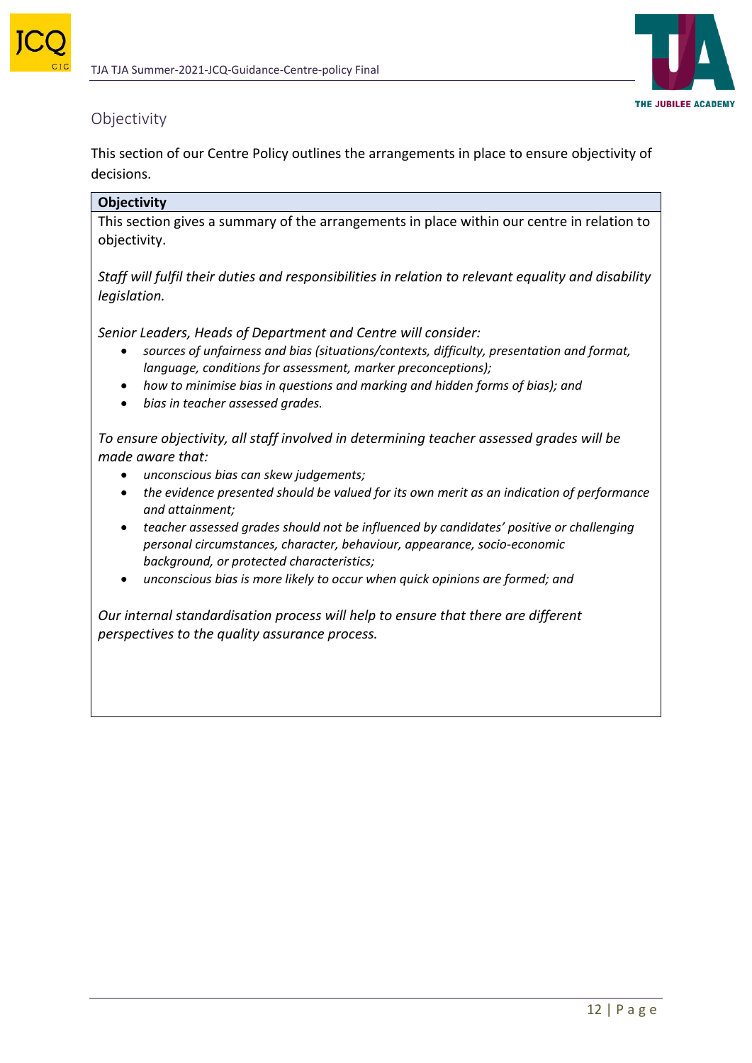## Objectivity

This section of our Centre Policy outlines the arrangements in place to ensure objectivity of decisions.

**Objectivity**

This section gives a summary of the arrangements in place within our centre in relation to objectivity.

*Staff will fulfil their duties and responsibilities in relation to relevant equality and disability legislation.*

*Senior Leaders, Heads of Department and Centre will consider:*

- *sources of unfairness and bias (situations/contexts, difficulty, presentation and format, language, conditions for assessment, marker preconceptions);*
- *how to minimise bias in questions and marking and hidden forms of bias); and*
- *bias in teacher assessed grades.*

*To ensure objectivity, all staff involved in determining teacher assessed grades will be made aware that:*

- *unconscious bias can skew judgements;*
- *the evidence presented should be valued for its own merit as an indication of performance and attainment;*
- *teacher assessed grades should not be influenced by candidates' positive or challenging personal circumstances, character, behaviour, appearance, socio-economic background, or protected characteristics;*
- *unconscious bias is more likely to occur when quick opinions are formed; and*

*Our internal standardisation process will help to ensure that there are different perspectives to the quality assurance process.*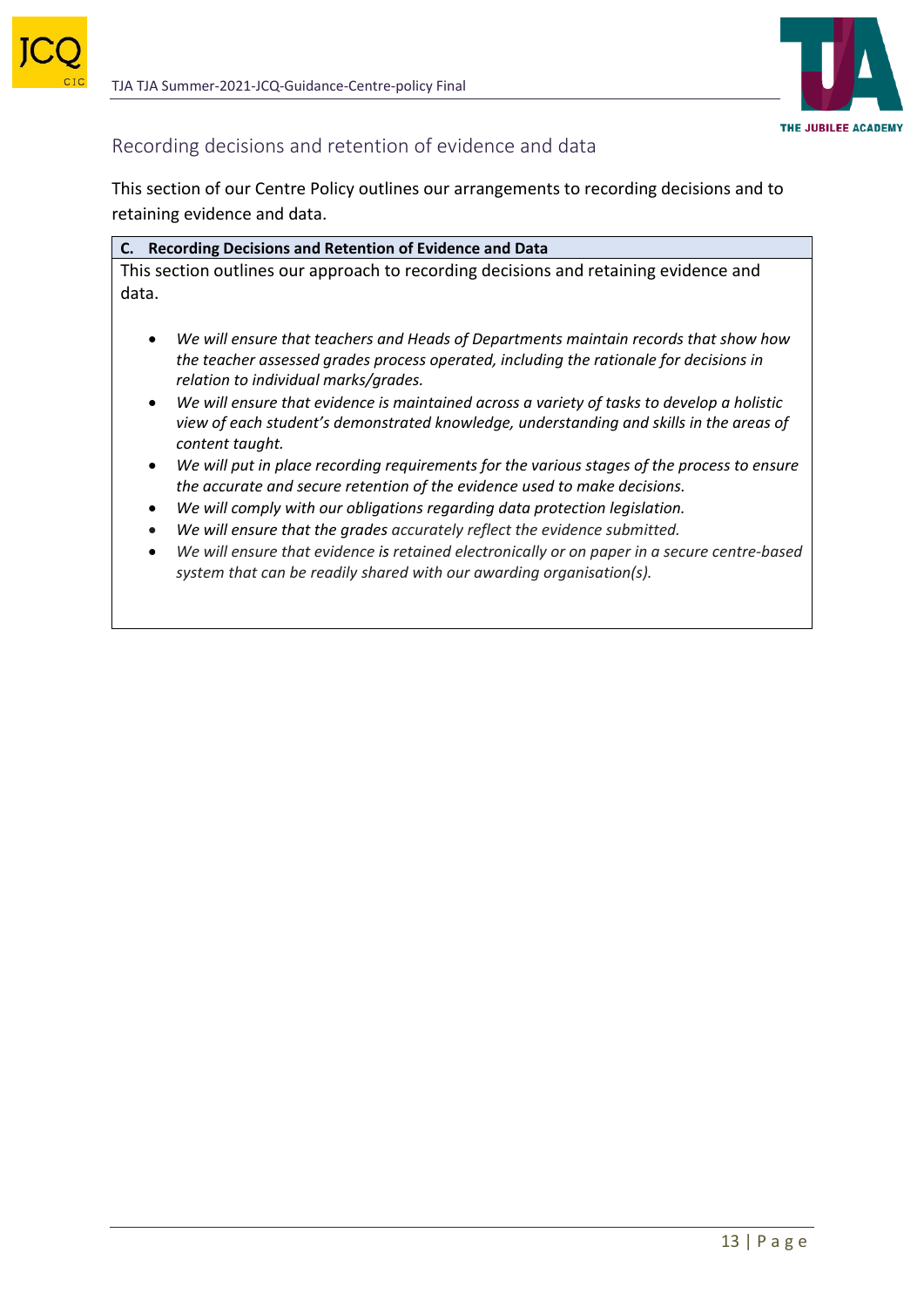## Recording decisions and retention of evidence and data

This section of our Centre Policy outlines our arrangements to recording decisions and to retaining evidence and data.

| C. Recording Decisions and Retention of Evidence and Data |
|---|
| This section outlines our approach to recording decisions and retaining evidence and data.<br><br>• *We will ensure that teachers and Heads of Departments maintain records that show how the teacher assessed grades process operated, including the rationale for decisions in relation to individual marks/grades.*<br>• *We will ensure that evidence is maintained across a variety of tasks to develop a holistic view of each student's demonstrated knowledge, understanding and skills in the areas of content taught.*<br>• *We will put in place recording requirements for the various stages of the process to ensure the accurate and secure retention of the evidence used to make decisions.*<br>• *We will comply with our obligations regarding data protection legislation.*<br>• *We will ensure that the grades accurately reflect the evidence submitted.*<br>• *We will ensure that evidence is retained electronically or on paper in a secure centre-based system that can be readily shared with our awarding organisation(s).* |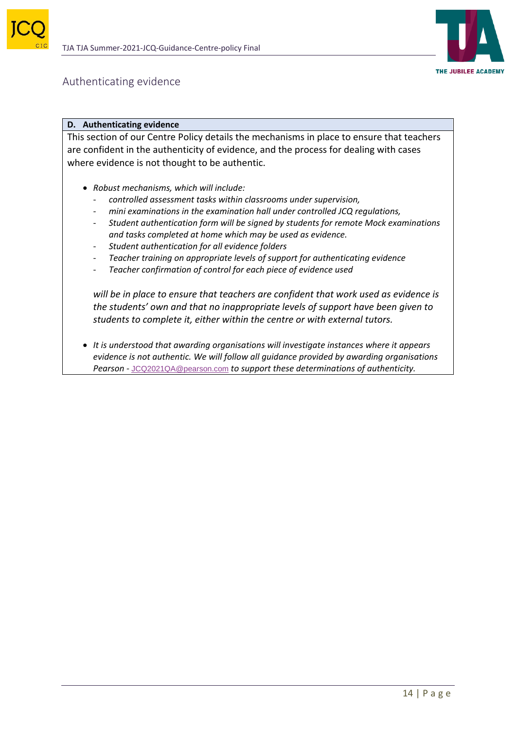## Authenticating evidence

| D. Authenticating evidence |
|---|
| This section of our Centre Policy details the mechanisms in place to ensure that teachers are confident in the authenticity of evidence, and the process for dealing with cases where evidence is not thought to be authentic. |

- *Robust mechanisms, which will include:*
  - *controlled assessment tasks within classrooms under supervision,*
  - *mini examinations in the examination hall under controlled JCQ regulations,*
  - *Student authentication form will be signed by students for remote Mock examinations and tasks completed at home which may be used as evidence.*
  - *Student authentication for all evidence folders*
  - *Teacher training on appropriate levels of support for authenticating evidence*
  - *Teacher confirmation of control for each piece of evidence used*

  *will be in place to ensure that teachers are confident that work used as evidence is the students' own and that no inappropriate levels of support have been given to students to complete it, either within the centre or with external tutors.*

- *It is understood that awarding organisations will investigate instances where it appears evidence is not authentic. We will follow all guidance provided by awarding organisations Pearson -* JCQ2021QA@pearson.com *to support these determinations of authenticity.*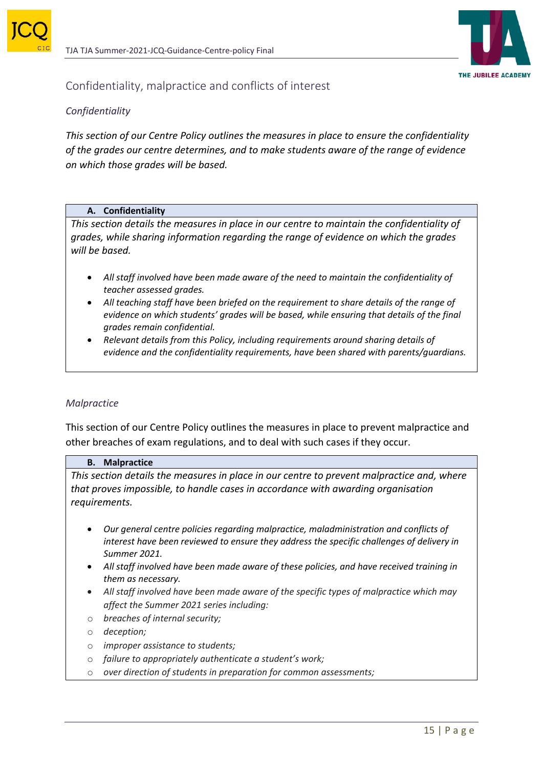## Confidentiality, malpractice and conflicts of interest

### *Confidentiality*

*This section of our Centre Policy outlines the measures in place to ensure the confidentiality of the grades our centre determines, and to make students aware of the range of evidence on which those grades will be based.*

| **A. Confidentiality** |
|---|
| *This section details the measures in place in our centre to maintain the confidentiality of grades, while sharing information regarding the range of evidence on which the grades will be based.*<br><br>• *All staff involved have been made aware of the need to maintain the confidentiality of teacher assessed grades.*<br>• *All teaching staff have been briefed on the requirement to share details of the range of evidence on which students' grades will be based, while ensuring that details of the final grades remain confidential.*<br>• *Relevant details from this Policy, including requirements around sharing details of evidence and the confidentiality requirements, have been shared with parents/guardians.* |

### *Malpractice*

This section of our Centre Policy outlines the measures in place to prevent malpractice and other breaches of exam regulations, and to deal with such cases if they occur.

| **B. Malpractice** |
|---|
| *This section details the measures in place in our centre to prevent malpractice and, where that proves impossible, to handle cases in accordance with awarding organisation requirements.*<br><br>• *Our general centre policies regarding malpractice, maladministration and conflicts of interest have been reviewed to ensure they address the specific challenges of delivery in Summer 2021.*<br>• *All staff involved have been made aware of these policies, and have received training in them as necessary.*<br>• *All staff involved have been made aware of the specific types of malpractice which may affect the Summer 2021 series including:*<br>○ *breaches of internal security;*<br>○ *deception;*<br>○ *improper assistance to students;*<br>○ *failure to appropriately authenticate a student's work;*<br>○ *over direction of students in preparation for common assessments;* |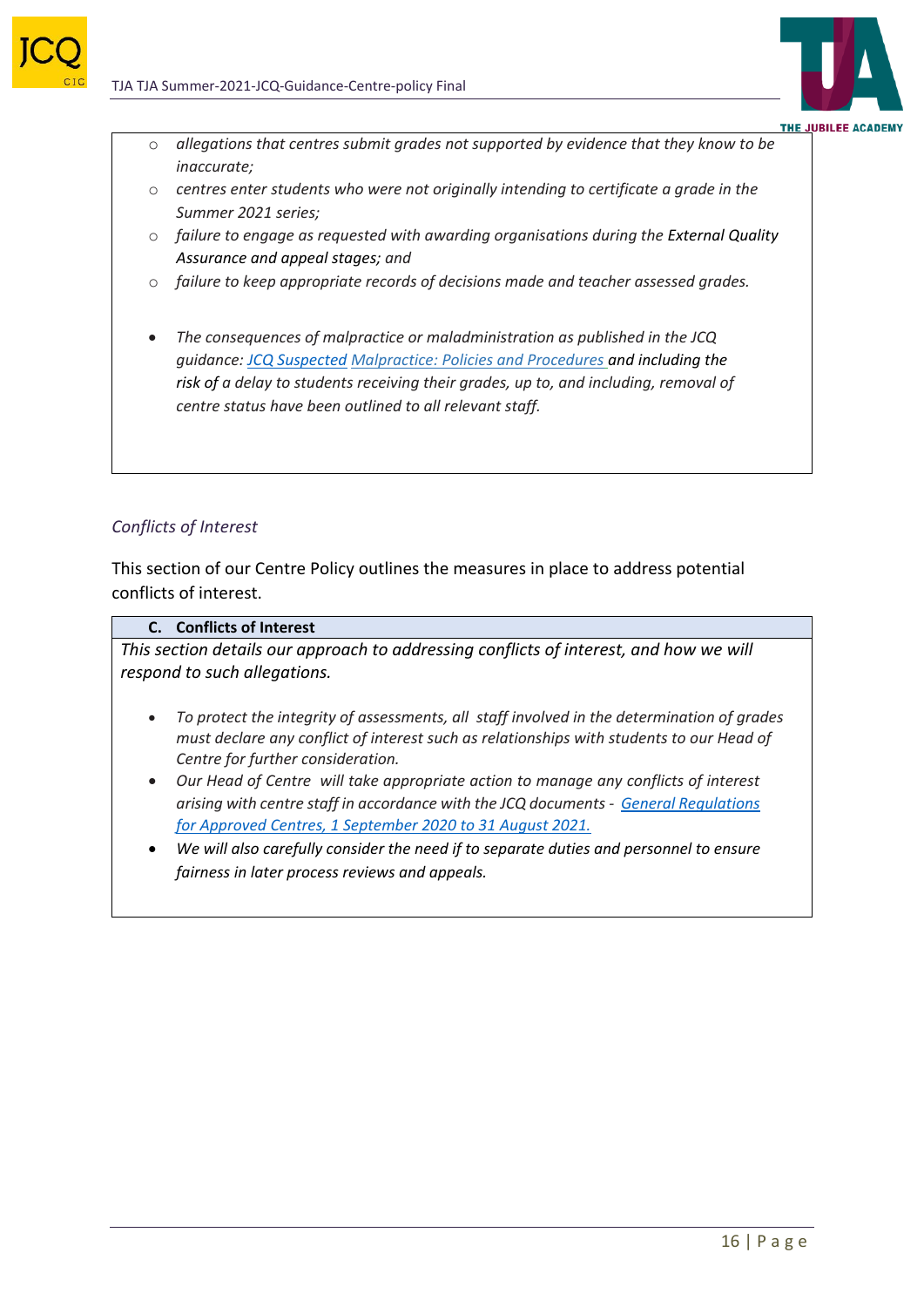- *allegations that centres submit grades not supported by evidence that they know to be inaccurate;*
- *centres enter students who were not originally intending to certificate a grade in the Summer 2021 series;*
- *failure to engage as requested with awarding organisations during the External Quality Assurance and appeal stages; and*
- *failure to keep appropriate records of decisions made and teacher assessed grades.*

- *The consequences of malpractice or maladministration as published in the JCQ guidance: JCQ Suspected Malpractice: Policies and Procedures and including the risk of a delay to students receiving their grades, up to, and including, removal of centre status have been outlined to all relevant staff.*

*Conflicts of Interest*

This section of our Centre Policy outlines the measures in place to address potential conflicts of interest.

**C. Conflicts of Interest**

*This section details our approach to addressing conflicts of interest, and how we will respond to such allegations.*

- *To protect the integrity of assessments, all staff involved in the determination of grades must declare any conflict of interest such as relationships with students to our Head of Centre for further consideration.*
- *Our Head of Centre will take appropriate action to manage any conflicts of interest arising with centre staff in accordance with the JCQ documents - General Regulations for Approved Centres, 1 September 2020 to 31 August 2021.*
- *We will also carefully consider the need if to separate duties and personnel to ensure fairness in later process reviews and appeals.*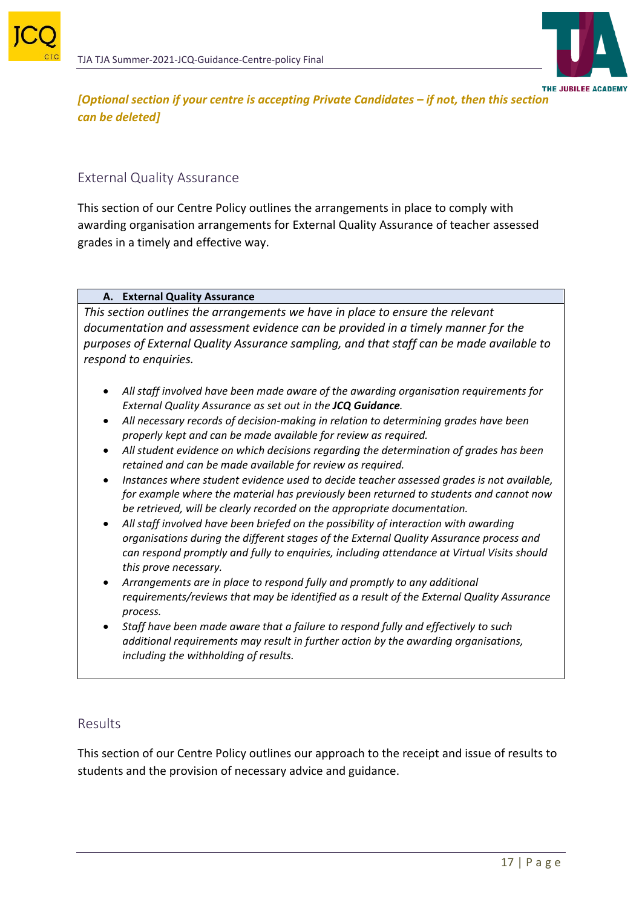***[Optional section if your centre is accepting Private Candidates – if not, then this section can be deleted]***

## External Quality Assurance

This section of our Centre Policy outlines the arrangements in place to comply with awarding organisation arrangements for External Quality Assurance of teacher assessed grades in a timely and effective way.

| A. External Quality Assurance |
|---|
| *This section outlines the arrangements we have in place to ensure the relevant documentation and assessment evidence can be provided in a timely manner for the purposes of External Quality Assurance sampling, and that staff can be made available to respond to enquiries.*<br><br>• *All staff involved have been made aware of the awarding organisation requirements for External Quality Assurance as set out in the **JCQ Guidance**.*<br>• *All necessary records of decision-making in relation to determining grades have been properly kept and can be made available for review as required.*<br>• *All student evidence on which decisions regarding the determination of grades has been retained and can be made available for review as required.*<br>• *Instances where student evidence used to decide teacher assessed grades is not available, for example where the material has previously been returned to students and cannot now be retrieved, will be clearly recorded on the appropriate documentation.*<br>• *All staff involved have been briefed on the possibility of interaction with awarding organisations during the different stages of the External Quality Assurance process and can respond promptly and fully to enquiries, including attendance at Virtual Visits should this prove necessary.*<br>• *Arrangements are in place to respond fully and promptly to any additional requirements/reviews that may be identified as a result of the External Quality Assurance process.*<br>• *Staff have been made aware that a failure to respond fully and effectively to such additional requirements may result in further action by the awarding organisations, including the withholding of results.* |

## Results

This section of our Centre Policy outlines our approach to the receipt and issue of results to students and the provision of necessary advice and guidance.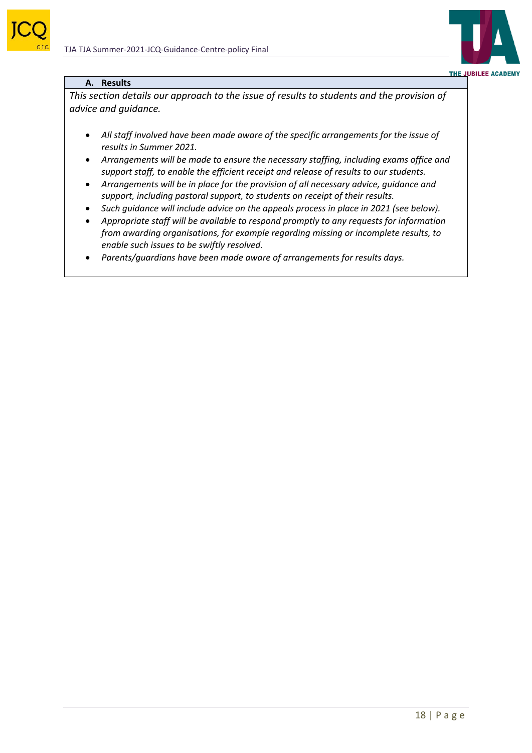## A. Results

*This section details our approach to the issue of results to students and the provision of advice and guidance.*

- *All staff involved have been made aware of the specific arrangements for the issue of results in Summer 2021.*
- *Arrangements will be made to ensure the necessary staffing, including exams office and support staff, to enable the efficient receipt and release of results to our students.*
- *Arrangements will be in place for the provision of all necessary advice, guidance and support, including pastoral support, to students on receipt of their results.*
- *Such guidance will include advice on the appeals process in place in 2021 (see below).*
- *Appropriate staff will be available to respond promptly to any requests for information from awarding organisations, for example regarding missing or incomplete results, to enable such issues to be swiftly resolved.*
- *Parents/guardians have been made aware of arrangements for results days.*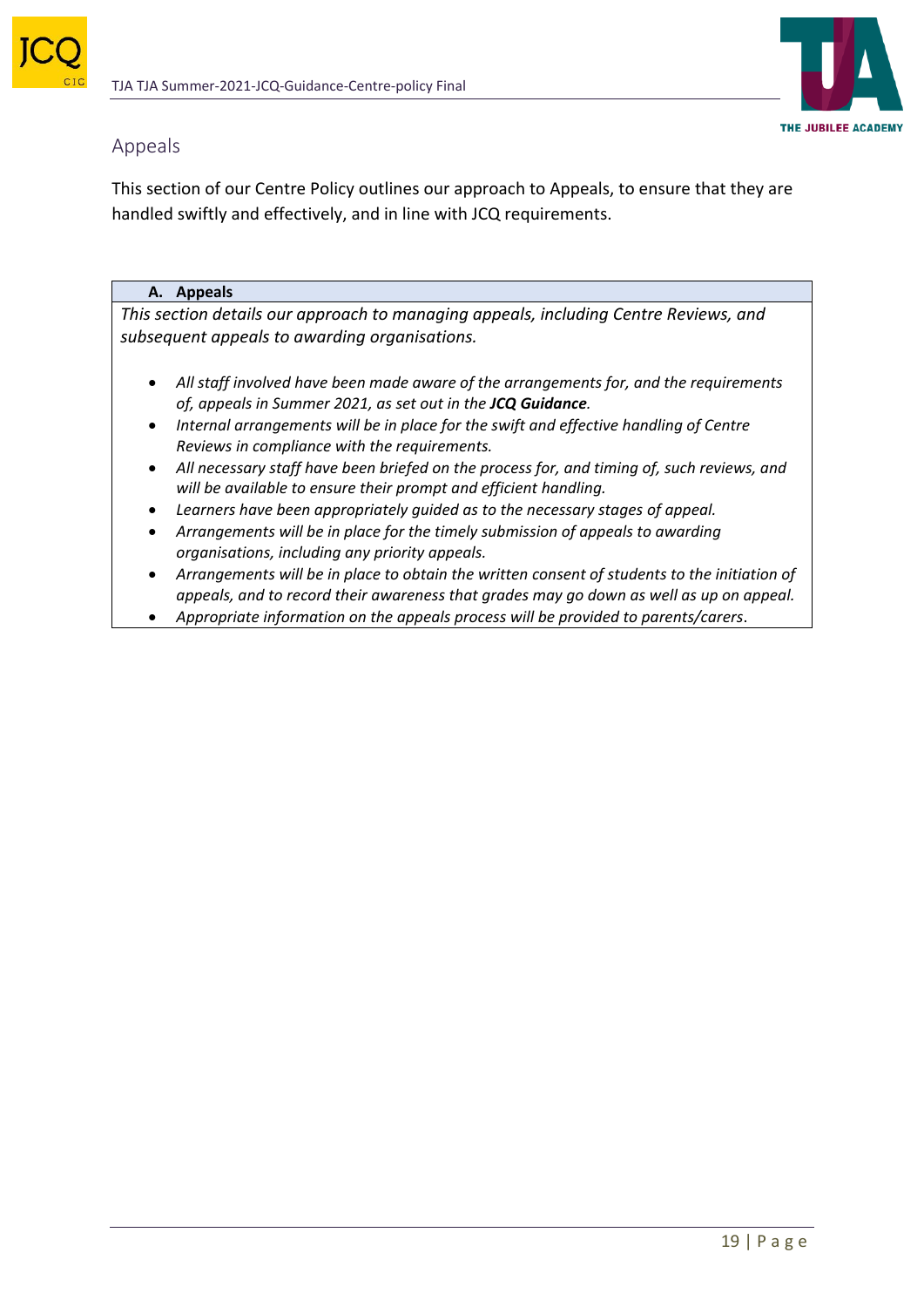## Appeals

This section of our Centre Policy outlines our approach to Appeals, to ensure that they are handled swiftly and effectively, and in line with JCQ requirements.

| **A. Appeals** |
|---|
| *This section details our approach to managing appeals, including Centre Reviews, and subsequent appeals to awarding organisations.*<br><br>• *All staff involved have been made aware of the arrangements for, and the requirements of, appeals in Summer 2021, as set out in the **JCQ Guidance**.*<br>• *Internal arrangements will be in place for the swift and effective handling of Centre Reviews in compliance with the requirements.*<br>• *All necessary staff have been briefed on the process for, and timing of, such reviews, and will be available to ensure their prompt and efficient handling.*<br>• *Learners have been appropriately guided as to the necessary stages of appeal.*<br>• *Arrangements will be in place for the timely submission of appeals to awarding organisations, including any priority appeals.*<br>• *Arrangements will be in place to obtain the written consent of students to the initiation of appeals, and to record their awareness that grades may go down as well as up on appeal.*<br>• *Appropriate information on the appeals process will be provided to parents/carers*. |